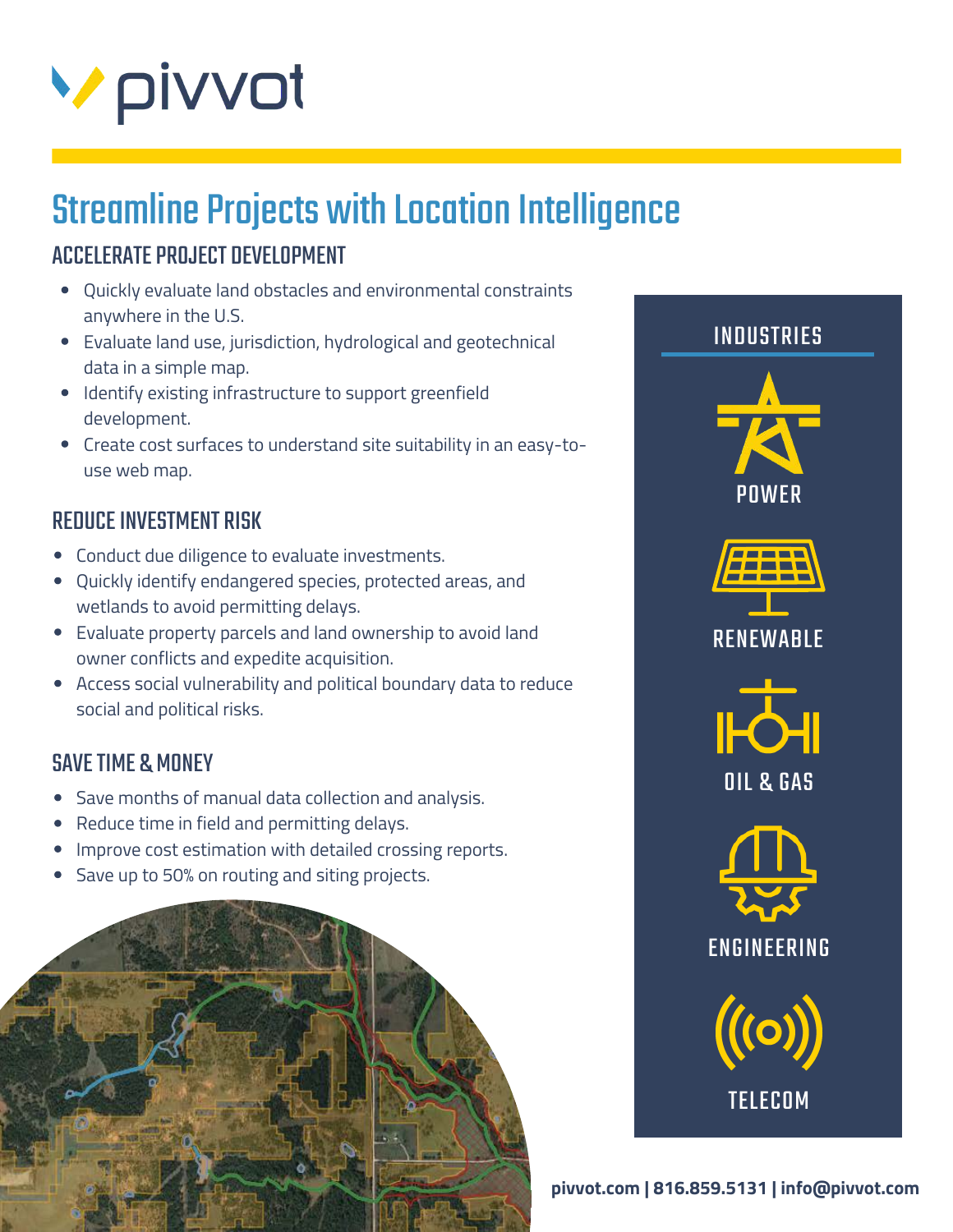pivvot

# Streamline Projects with Location Intelligence

## ACCELERATE PROJECT DEVELOPMENT

- Quickly evaluate land obstacles and environmental constraints anywhere in the U.S.
- Evaluate land use, jurisdiction, hydrological and geotechnical data in a simple map.
- Identify existing infrastructure to support greenfield development.
- Create cost surfaces to understand site suitability in an easy-to-use web map.

## REDUCE INVESTMENT RISK

- Conduct due diligence to evaluate investments.
- Quickly identify endangered species, protected areas, and wetlands to avoid permitting delays.
- Evaluate property parcels and land ownership to avoid land owner conflicts and expedite acquisition.
- Access social vulnerability and political boundary data to reduce social and political risks.

## SAVE TIME & MONEY

- Save months of manual data collection and analysis.
- Reduce time in field and permitting delays.
- Improve cost estimation with detailed crossing reports.
- Save up to 50% on routing and siting projects.

## INDUSTRIES

- POWER
- RENEWABLE
- OIL & GAS
- ENGINEERING
- TELECOM

**pivvot.com | 816.859.5131 | info@pivvot.com**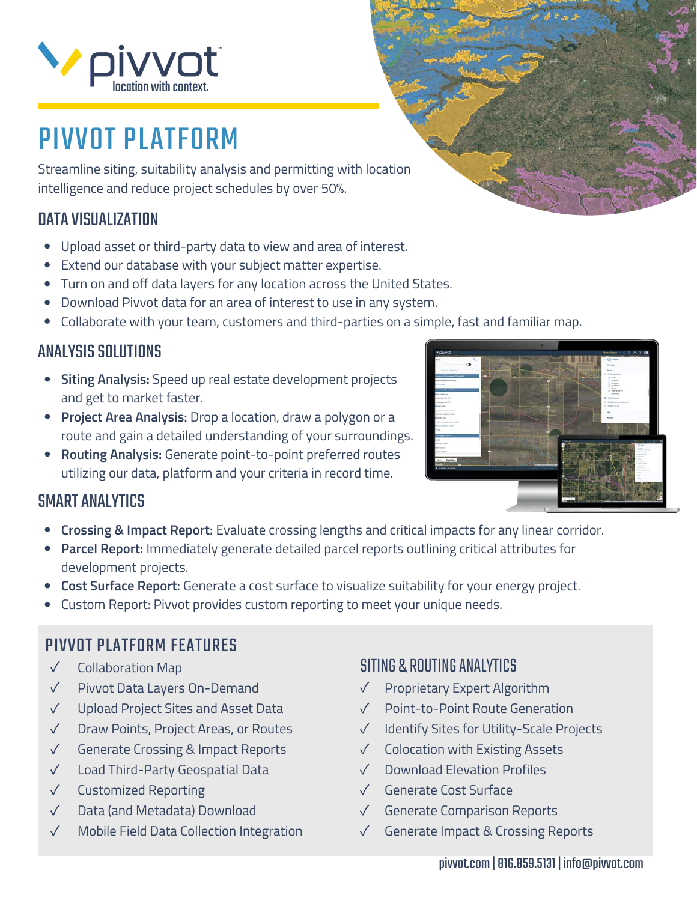pivvot
location with context.

# PIVVOT PLATFORM

Streamline siting, suitability analysis and permitting with location intelligence and reduce project schedules by over 50%.

## DATA VISUALIZATION

- Upload asset or third-party data to view and area of interest.
- Extend our database with your subject matter expertise.
- Turn on and off data layers for any location across the United States.
- Download Pivvot data for an area of interest to use in any system.
- Collaborate with your team, customers and third-parties on a simple, fast and familiar map.

## ANALYSIS SOLUTIONS

- **Siting Analysis:** Speed up real estate development projects and get to market faster.
- **Project Area Analysis:** Drop a location, draw a polygon or a route and gain a detailed understanding of your surroundings.
- **Routing Analysis:** Generate point-to-point preferred routes utilizing our data, platform and your criteria in record time.

## SMART ANALYTICS

- **Crossing & Impact Report:** Evaluate crossing lengths and critical impacts for any linear corridor.
- **Parcel Report:** Immediately generate detailed parcel reports outlining critical attributes for development projects.
- **Cost Surface Report:** Generate a cost surface to visualize suitability for your energy project.
- Custom Report: Pivvot provides custom reporting to meet your unique needs.

## PIVVOT PLATFORM FEATURES

- ✓ Collaboration Map
- ✓ Pivvot Data Layers On-Demand
- ✓ Upload Project Sites and Asset Data
- ✓ Draw Points, Project Areas, or Routes
- ✓ Generate Crossing & Impact Reports
- ✓ Load Third-Party Geospatial Data
- ✓ Customized Reporting
- ✓ Data (and Metadata) Download
- ✓ Mobile Field Data Collection Integration

## SITING & ROUTING ANALYTICS

- ✓ Proprietary Expert Algorithm
- ✓ Point-to-Point Route Generation
- ✓ Identify Sites for Utility-Scale Projects
- ✓ Colocation with Existing Assets
- ✓ Download Elevation Profiles
- ✓ Generate Cost Surface
- ✓ Generate Comparison Reports
- ✓ Generate Impact & Crossing Reports

pivvot.com | 816.859.5131 | info@pivvot.com